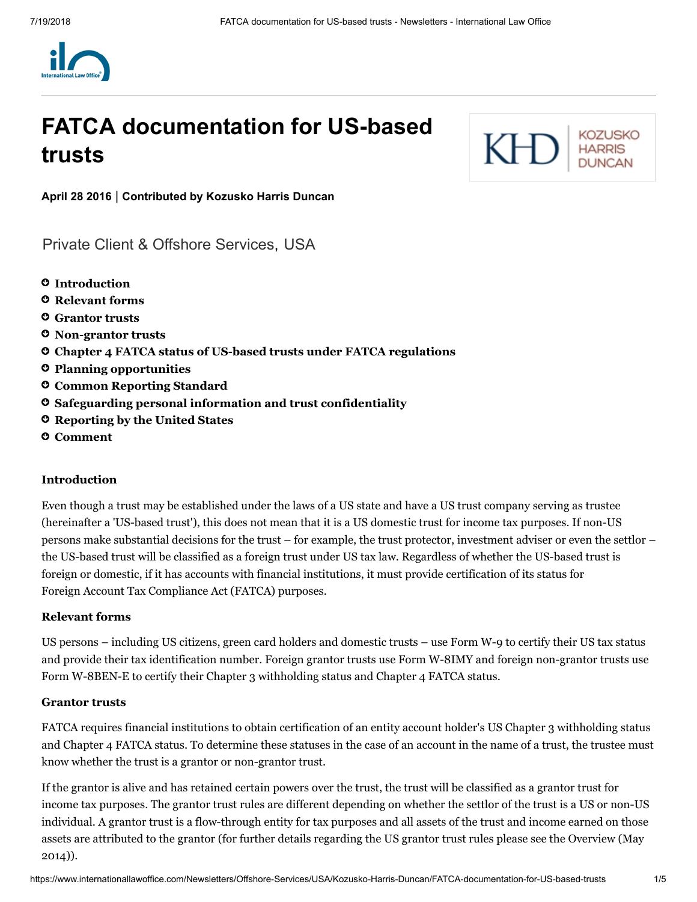# FATCA documentation for US-based trusts

**April 28 2016 | Contributed by Kozusko Harris Duncan**

Private Client & Offshore Services, USA

- **Introduction**
- **Relevant forms**
- **Grantor trusts**
- **Non-grantor trusts**
- **Chapter 4 FATCA status of US-based trusts under FATCA regulations**
- **Planning opportunities**
- **Common Reporting Standard**
- **Safeguarding personal information and trust confidentiality**
- **Reporting by the United States**
- **Comment**

## Introduction

Even though a trust may be established under the laws of a US state and have a US trust company serving as trustee (hereinafter a 'US-based trust'), this does not mean that it is a US domestic trust for income tax purposes. If non-US persons make substantial decisions for the trust – for example, the trust protector, investment adviser or even the settlor – the US-based trust will be classified as a foreign trust under US tax law. Regardless of whether the US-based trust is foreign or domestic, if it has accounts with financial institutions, it must provide certification of its status for Foreign Account Tax Compliance Act (FATCA) purposes.

## Relevant forms

US persons – including US citizens, green card holders and domestic trusts – use Form W-9 to certify their US tax status and provide their tax identification number. Foreign grantor trusts use Form W-8IMY and foreign non-grantor trusts use Form W-8BEN-E to certify their Chapter 3 withholding status and Chapter 4 FATCA status.

## Grantor trusts

FATCA requires financial institutions to obtain certification of an entity account holder's US Chapter 3 withholding status and Chapter 4 FATCA status. To determine these statuses in the case of an account in the name of a trust, the trustee must know whether the trust is a grantor or non-grantor trust.

If the grantor is alive and has retained certain powers over the trust, the trust will be classified as a grantor trust for income tax purposes. The grantor trust rules are different depending on whether the settlor of the trust is a US or non-US individual. A grantor trust is a flow-through entity for tax purposes and all assets of the trust and income earned on those assets are attributed to the grantor (for further details regarding the US grantor trust rules please see the Overview (May 2014)).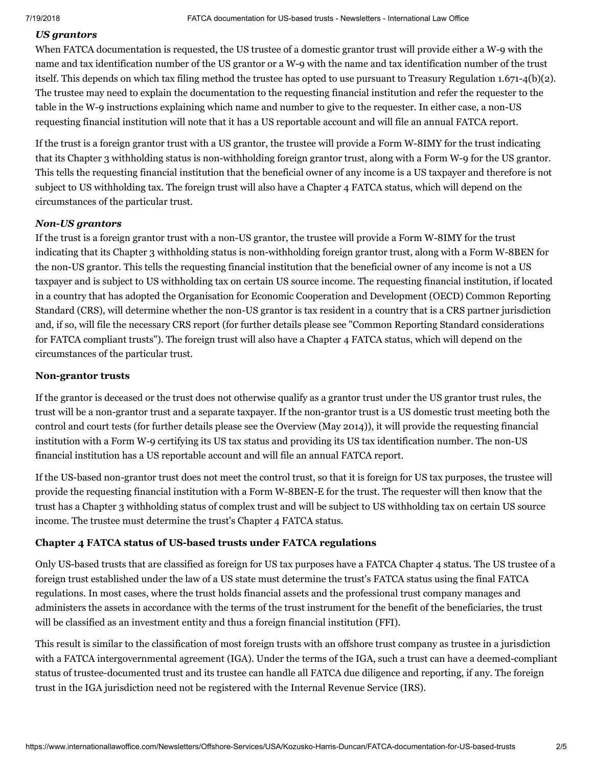*US grantors*

When FATCA documentation is requested, the US trustee of a domestic grantor trust will provide either a W-9 with the name and tax identification number of the US grantor or a W-9 with the name and tax identification number of the trust itself. This depends on which tax filing method the trustee has opted to use pursuant to Treasury Regulation 1.671-4(b)(2). The trustee may need to explain the documentation to the requesting financial institution and refer the requester to the table in the W-9 instructions explaining which name and number to give to the requester. In either case, a non-US requesting financial institution will note that it has a US reportable account and will file an annual FATCA report.

If the trust is a foreign grantor trust with a US grantor, the trustee will provide a Form W-8IMY for the trust indicating that its Chapter 3 withholding status is non-withholding foreign grantor trust, along with a Form W-9 for the US grantor. This tells the requesting financial institution that the beneficial owner of any income is a US taxpayer and therefore is not subject to US withholding tax. The foreign trust will also have a Chapter 4 FATCA status, which will depend on the circumstances of the particular trust.

*Non-US grantors*

If the trust is a foreign grantor trust with a non-US grantor, the trustee will provide a Form W-8IMY for the trust indicating that its Chapter 3 withholding status is non-withholding foreign grantor trust, along with a Form W-8BEN for the non-US grantor. This tells the requesting financial institution that the beneficial owner of any income is not a US taxpayer and is subject to US withholding tax on certain US source income. The requesting financial institution, if located in a country that has adopted the Organisation for Economic Cooperation and Development (OECD) Common Reporting Standard (CRS), will determine whether the non-US grantor is tax resident in a country that is a CRS partner jurisdiction and, if so, will file the necessary CRS report (for further details please see "Common Reporting Standard considerations for FATCA compliant trusts"). The foreign trust will also have a Chapter 4 FATCA status, which will depend on the circumstances of the particular trust.

**Non-grantor trusts**

If the grantor is deceased or the trust does not otherwise qualify as a grantor trust under the US grantor trust rules, the trust will be a non-grantor trust and a separate taxpayer. If the non-grantor trust is a US domestic trust meeting both the control and court tests (for further details please see the Overview (May 2014)), it will provide the requesting financial institution with a Form W-9 certifying its US tax status and providing its US tax identification number. The non-US financial institution has a US reportable account and will file an annual FATCA report.

If the US-based non-grantor trust does not meet the control trust, so that it is foreign for US tax purposes, the trustee will provide the requesting financial institution with a Form W-8BEN-E for the trust. The requester will then know that the trust has a Chapter 3 withholding status of complex trust and will be subject to US withholding tax on certain US source income. The trustee must determine the trust's Chapter 4 FATCA status.

**Chapter 4 FATCA status of US-based trusts under FATCA regulations**

Only US-based trusts that are classified as foreign for US tax purposes have a FATCA Chapter 4 status. The US trustee of a foreign trust established under the law of a US state must determine the trust's FATCA status using the final FATCA regulations. In most cases, where the trust holds financial assets and the professional trust company manages and administers the assets in accordance with the terms of the trust instrument for the benefit of the beneficiaries, the trust will be classified as an investment entity and thus a foreign financial institution (FFI).

This result is similar to the classification of most foreign trusts with an offshore trust company as trustee in a jurisdiction with a FATCA intergovernmental agreement (IGA). Under the terms of the IGA, such a trust can have a deemed-compliant status of trustee-documented trust and its trustee can handle all FATCA due diligence and reporting, if any. The foreign trust in the IGA jurisdiction need not be registered with the Internal Revenue Service (IRS).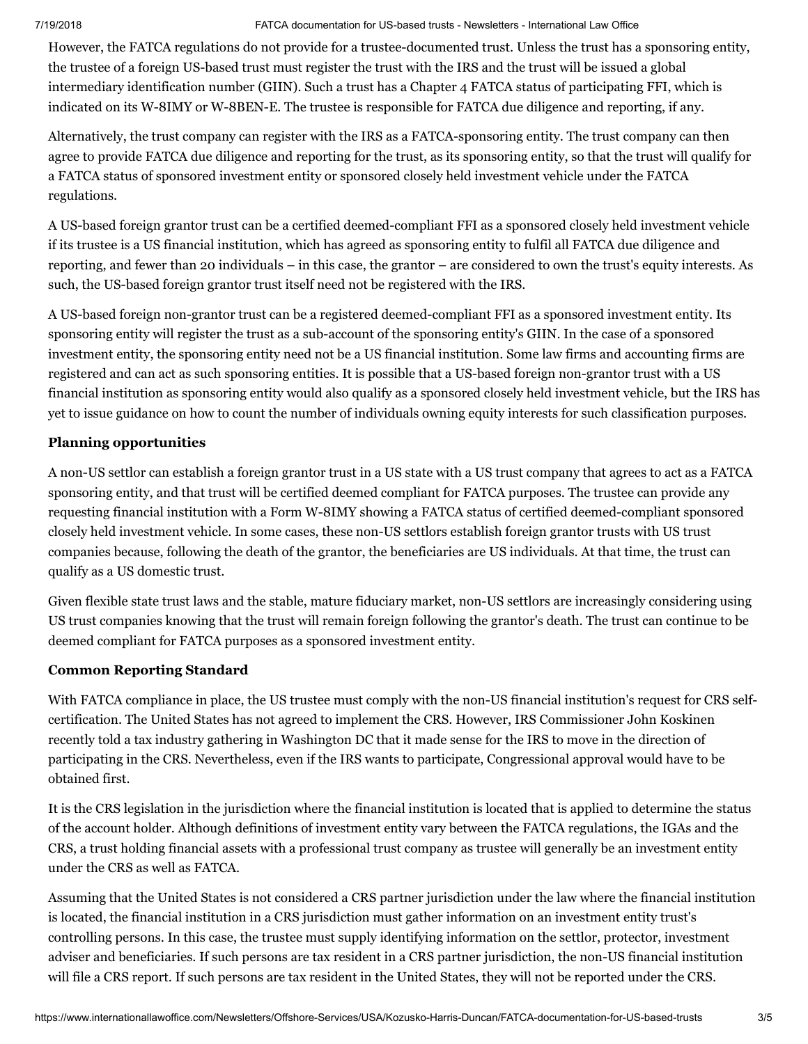However, the FATCA regulations do not provide for a trustee-documented trust. Unless the trust has a sponsoring entity, the trustee of a foreign US-based trust must register the trust with the IRS and the trust will be issued a global intermediary identification number (GIIN). Such a trust has a Chapter 4 FATCA status of participating FFI, which is indicated on its W-8IMY or W-8BEN-E. The trustee is responsible for FATCA due diligence and reporting, if any.

Alternatively, the trust company can register with the IRS as a FATCA-sponsoring entity. The trust company can then agree to provide FATCA due diligence and reporting for the trust, as its sponsoring entity, so that the trust will qualify for a FATCA status of sponsored investment entity or sponsored closely held investment vehicle under the FATCA regulations.

A US-based foreign grantor trust can be a certified deemed-compliant FFI as a sponsored closely held investment vehicle if its trustee is a US financial institution, which has agreed as sponsoring entity to fulfil all FATCA due diligence and reporting, and fewer than 20 individuals – in this case, the grantor – are considered to own the trust's equity interests. As such, the US-based foreign grantor trust itself need not be registered with the IRS.

A US-based foreign non-grantor trust can be a registered deemed-compliant FFI as a sponsored investment entity. Its sponsoring entity will register the trust as a sub-account of the sponsoring entity's GIIN. In the case of a sponsored investment entity, the sponsoring entity need not be a US financial institution. Some law firms and accounting firms are registered and can act as such sponsoring entities. It is possible that a US-based foreign non-grantor trust with a US financial institution as sponsoring entity would also qualify as a sponsored closely held investment vehicle, but the IRS has yet to issue guidance on how to count the number of individuals owning equity interests for such classification purposes.

**Planning opportunities**

A non-US settlor can establish a foreign grantor trust in a US state with a US trust company that agrees to act as a FATCA sponsoring entity, and that trust will be certified deemed compliant for FATCA purposes. The trustee can provide any requesting financial institution with a Form W-8IMY showing a FATCA status of certified deemed-compliant sponsored closely held investment vehicle. In some cases, these non-US settlors establish foreign grantor trusts with US trust companies because, following the death of the grantor, the beneficiaries are US individuals. At that time, the trust can qualify as a US domestic trust.

Given flexible state trust laws and the stable, mature fiduciary market, non-US settlors are increasingly considering using US trust companies knowing that the trust will remain foreign following the grantor's death. The trust can continue to be deemed compliant for FATCA purposes as a sponsored investment entity.

**Common Reporting Standard**

With FATCA compliance in place, the US trustee must comply with the non-US financial institution's request for CRS self-certification. The United States has not agreed to implement the CRS. However, IRS Commissioner John Koskinen recently told a tax industry gathering in Washington DC that it made sense for the IRS to move in the direction of participating in the CRS. Nevertheless, even if the IRS wants to participate, Congressional approval would have to be obtained first.

It is the CRS legislation in the jurisdiction where the financial institution is located that is applied to determine the status of the account holder. Although definitions of investment entity vary between the FATCA regulations, the IGAs and the CRS, a trust holding financial assets with a professional trust company as trustee will generally be an investment entity under the CRS as well as FATCA.

Assuming that the United States is not considered a CRS partner jurisdiction under the law where the financial institution is located, the financial institution in a CRS jurisdiction must gather information on an investment entity trust's controlling persons. In this case, the trustee must supply identifying information on the settlor, protector, investment adviser and beneficiaries. If such persons are tax resident in a CRS partner jurisdiction, the non-US financial institution will file a CRS report. If such persons are tax resident in the United States, they will not be reported under the CRS.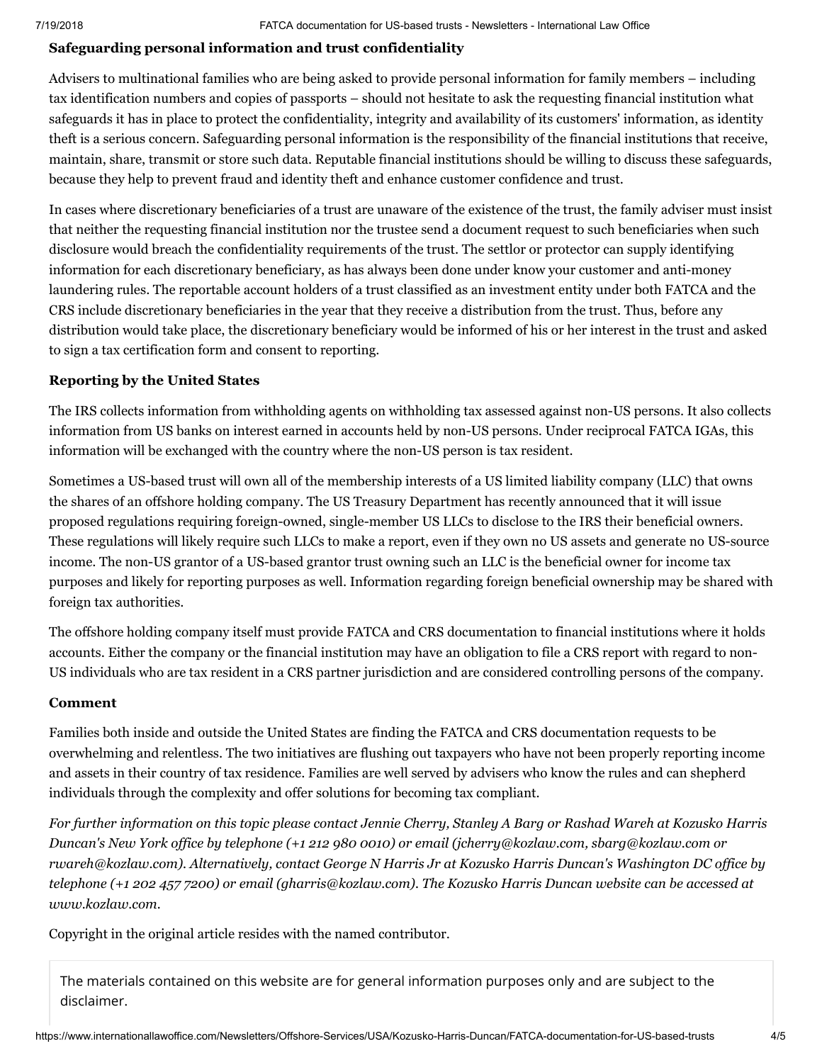**Safeguarding personal information and trust confidentiality**

Advisers to multinational families who are being asked to provide personal information for family members – including tax identification numbers and copies of passports – should not hesitate to ask the requesting financial institution what safeguards it has in place to protect the confidentiality, integrity and availability of its customers' information, as identity theft is a serious concern. Safeguarding personal information is the responsibility of the financial institutions that receive, maintain, share, transmit or store such data. Reputable financial institutions should be willing to discuss these safeguards, because they help to prevent fraud and identity theft and enhance customer confidence and trust.

In cases where discretionary beneficiaries of a trust are unaware of the existence of the trust, the family adviser must insist that neither the requesting financial institution nor the trustee send a document request to such beneficiaries when such disclosure would breach the confidentiality requirements of the trust. The settlor or protector can supply identifying information for each discretionary beneficiary, as has always been done under know your customer and anti-money laundering rules. The reportable account holders of a trust classified as an investment entity under both FATCA and the CRS include discretionary beneficiaries in the year that they receive a distribution from the trust. Thus, before any distribution would take place, the discretionary beneficiary would be informed of his or her interest in the trust and asked to sign a tax certification form and consent to reporting.

**Reporting by the United States**

The IRS collects information from withholding agents on withholding tax assessed against non-US persons. It also collects information from US banks on interest earned in accounts held by non-US persons. Under reciprocal FATCA IGAs, this information will be exchanged with the country where the non-US person is tax resident.

Sometimes a US-based trust will own all of the membership interests of a US limited liability company (LLC) that owns the shares of an offshore holding company. The US Treasury Department has recently announced that it will issue proposed regulations requiring foreign-owned, single-member US LLCs to disclose to the IRS their beneficial owners. These regulations will likely require such LLCs to make a report, even if they own no US assets and generate no US-source income. The non-US grantor of a US-based grantor trust owning such an LLC is the beneficial owner for income tax purposes and likely for reporting purposes as well. Information regarding foreign beneficial ownership may be shared with foreign tax authorities.

The offshore holding company itself must provide FATCA and CRS documentation to financial institutions where it holds accounts. Either the company or the financial institution may have an obligation to file a CRS report with regard to non-US individuals who are tax resident in a CRS partner jurisdiction and are considered controlling persons of the company.

**Comment**

Families both inside and outside the United States are finding the FATCA and CRS documentation requests to be overwhelming and relentless. The two initiatives are flushing out taxpayers who have not been properly reporting income and assets in their country of tax residence. Families are well served by advisers who know the rules and can shepherd individuals through the complexity and offer solutions for becoming tax compliant.

*For further information on this topic please contact Jennie Cherry, Stanley A Barg or Rashad Wareh at Kozusko Harris Duncan's New York office by telephone (+1 212 980 0010) or email (jcherry@kozlaw.com, sbarg@kozlaw.com or rwareh@kozlaw.com). Alternatively, contact George N Harris Jr at Kozusko Harris Duncan's Washington DC office by telephone (+1 202 457 7200) or email (gharris@kozlaw.com). The Kozusko Harris Duncan website can be accessed at www.kozlaw.com.*

Copyright in the original article resides with the named contributor.

The materials contained on this website are for general information purposes only and are subject to the disclaimer.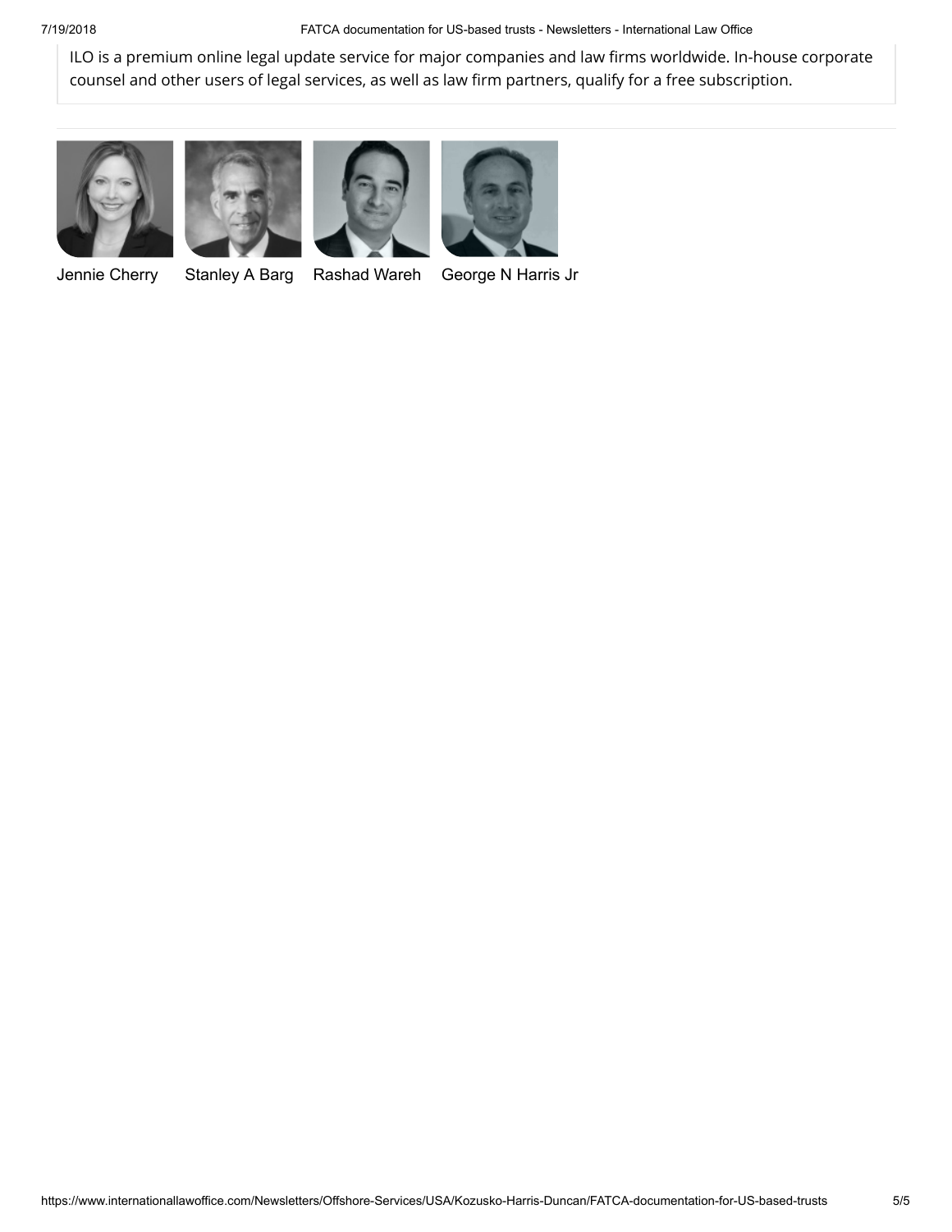ILO is a premium online legal update service for major companies and law firms worldwide. In-house corporate counsel and other users of legal services, as well as law firm partners, qualify for a free subscription.

Jennie Cherry

Stanley A Barg

Rashad Wareh

George N Harris Jr